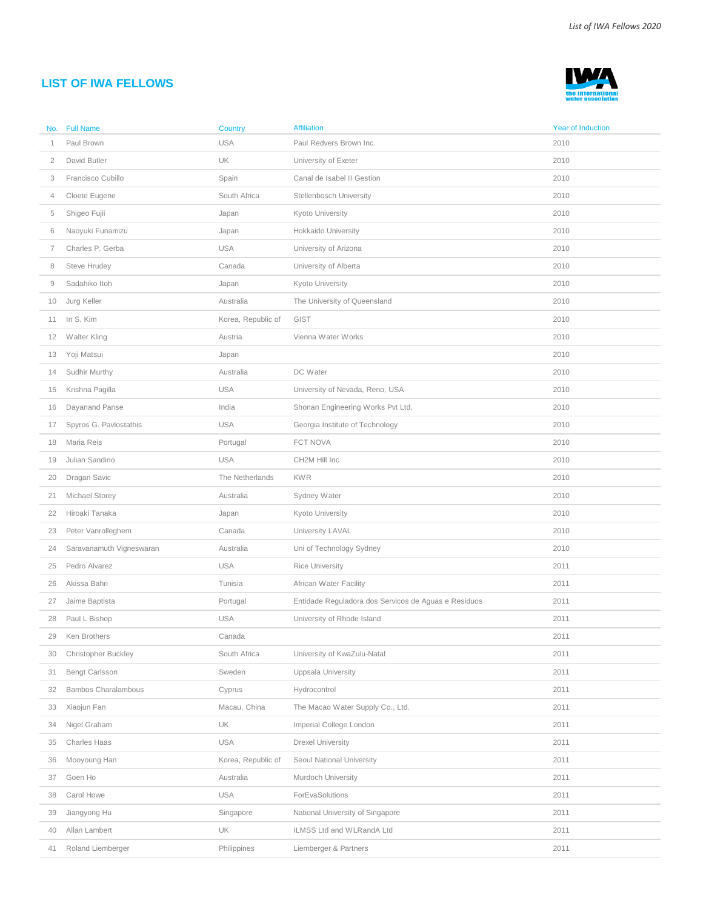## LIST OF IWA FELLOWS

| No. | Full Name | Country | Affiliation | Year of Induction |
|---|---|---|---|---|
| 1 | Paul Brown | USA | Paul Redvers Brown Inc. | 2010 |
| 2 | David Butler | UK | University of Exeter | 2010 |
| 3 | Francisco Cubillo | Spain | Canal de Isabel II Gestion | 2010 |
| 4 | Cloete Eugene | South Africa | Stellenbosch University | 2010 |
| 5 | Shigeo Fujii | Japan | Kyoto University | 2010 |
| 6 | Naoyuki Funamizu | Japan | Hokkaido University | 2010 |
| 7 | Charles P. Gerba | USA | University of Arizona | 2010 |
| 8 | Steve Hrudey | Canada | University of Alberta | 2010 |
| 9 | Sadahiko Itoh | Japan | Kyoto University | 2010 |
| 10 | Jurg Keller | Australia | The University of Queensland | 2010 |
| 11 | In S. Kim | Korea, Republic of | GIST | 2010 |
| 12 | Walter Kling | Austria | Vienna Water Works | 2010 |
| 13 | Yoji Matsui | Japan | | 2010 |
| 14 | Sudhir Murthy | Australia | DC Water | 2010 |
| 15 | Krishna Pagilla | USA | University of Nevada, Reno, USA | 2010 |
| 16 | Dayanand Panse | India | Shonan Engineering Works Pvt Ltd. | 2010 |
| 17 | Spyros G. Pavlostathis | USA | Georgia Institute of Technology | 2010 |
| 18 | Maria Reis | Portugal | FCT NOVA | 2010 |
| 19 | Julian Sandino | USA | CH2M Hill Inc | 2010 |
| 20 | Dragan Savic | The Netherlands | KWR | 2010 |
| 21 | Michael Storey | Australia | Sydney Water | 2010 |
| 22 | Hiroaki Tanaka | Japan | Kyoto University | 2010 |
| 23 | Peter Vanrolleghem | Canada | University LAVAL | 2010 |
| 24 | Saravanamuth Vigneswaran | Australia | Uni of Technology Sydney | 2010 |
| 25 | Pedro Alvarez | USA | Rice University | 2011 |
| 26 | Akissa Bahri | Tunisia | African Water Facility | 2011 |
| 27 | Jaime Baptista | Portugal | Entidade Reguladora dos Servicos de Aguas e Residuos | 2011 |
| 28 | Paul L Bishop | USA | University of Rhode Island | 2011 |
| 29 | Ken Brothers | Canada | | 2011 |
| 30 | Christopher Buckley | South Africa | University of KwaZulu-Natal | 2011 |
| 31 | Bengt Carlsson | Sweden | Uppsala University | 2011 |
| 32 | Bambos Charalambous | Cyprus | Hydrocontrol | 2011 |
| 33 | Xiaojun Fan | Macau, China | The Macao Water Supply Co., Ltd. | 2011 |
| 34 | Nigel Graham | UK | Imperial College London | 2011 |
| 35 | Charles Haas | USA | Drexel University | 2011 |
| 36 | Mooyoung Han | Korea, Republic of | Seoul National University | 2011 |
| 37 | Goen Ho | Australia | Murdoch University | 2011 |
| 38 | Carol Howe | USA | ForEvaSolutions | 2011 |
| 39 | Jiangyong Hu | Singapore | National University of Singapore | 2011 |
| 40 | Allan Lambert | UK | ILMSS Ltd and WLRandA Ltd | 2011 |
| 41 | Roland Liemberger | Philippines | Liemberger & Partners | 2011 |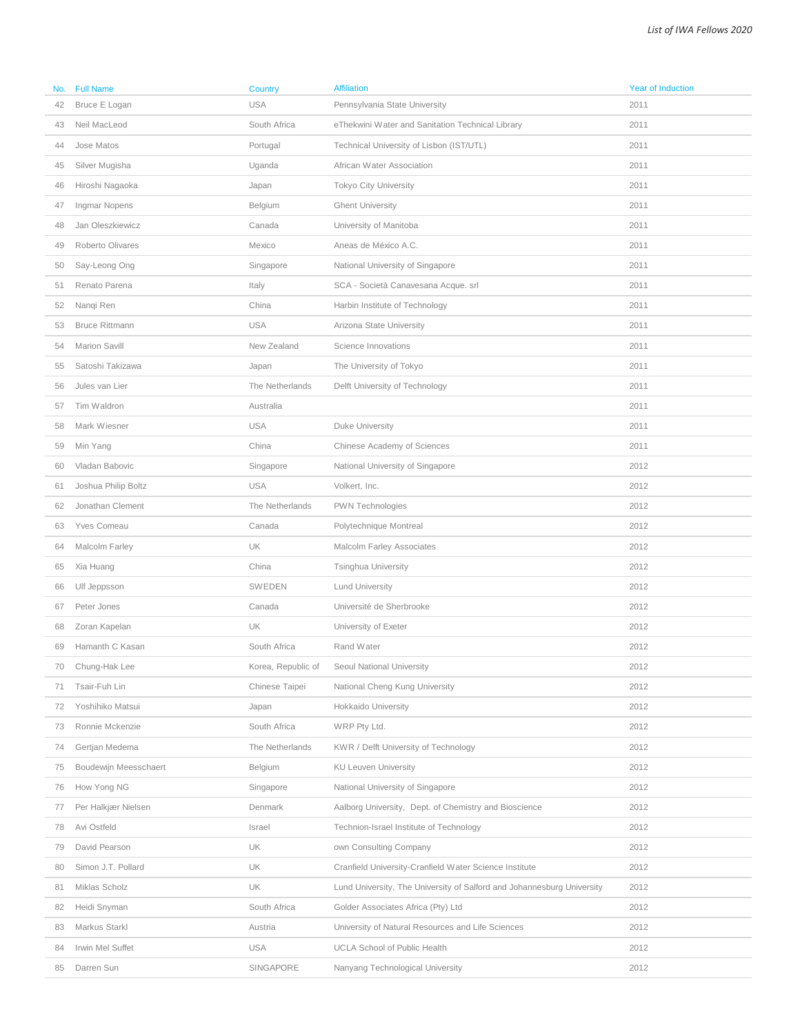| No. | Full Name | Country | Affiliation | Year of Induction |
|---|---|---|---|---|
| 42 | Bruce E Logan | USA | Pennsylvania State University | 2011 |
| 43 | Neil MacLeod | South Africa | eThekwini Water and Sanitation Technical Library | 2011 |
| 44 | Jose Matos | Portugal | Technical University of Lisbon (IST/UTL) | 2011 |
| 45 | Silver Mugisha | Uganda | African Water Association | 2011 |
| 46 | Hiroshi Nagaoka | Japan | Tokyo City University | 2011 |
| 47 | Ingmar Nopens | Belgium | Ghent University | 2011 |
| 48 | Jan Oleszkiewicz | Canada | University of Manitoba | 2011 |
| 49 | Roberto Olivares | Mexico | Aneas de México A.C. | 2011 |
| 50 | Say-Leong Ong | Singapore | National University of Singapore | 2011 |
| 51 | Renato Parena | Italy | SCA - Società Canavesana Acque. srl | 2011 |
| 52 | Nanqi Ren | China | Harbin Institute of Technology | 2011 |
| 53 | Bruce Rittmann | USA | Arizona State University | 2011 |
| 54 | Marion Savill | New Zealand | Science Innovations | 2011 |
| 55 | Satoshi Takizawa | Japan | The University of Tokyo | 2011 |
| 56 | Jules van Lier | The Netherlands | Delft University of Technology | 2011 |
| 57 | Tim Waldron | Australia | | 2011 |
| 58 | Mark Wiesner | USA | Duke University | 2011 |
| 59 | Min Yang | China | Chinese Academy of Sciences | 2011 |
| 60 | Vladan Babovic | Singapore | National University of Singapore | 2012 |
| 61 | Joshua Philip Boltz | USA | Volkert, Inc. | 2012 |
| 62 | Jonathan Clement | The Netherlands | PWN Technologies | 2012 |
| 63 | Yves Comeau | Canada | Polytechnique Montreal | 2012 |
| 64 | Malcolm Farley | UK | Malcolm Farley Associates | 2012 |
| 65 | Xia Huang | China | Tsinghua University | 2012 |
| 66 | Ulf Jeppsson | SWEDEN | Lund University | 2012 |
| 67 | Peter Jones | Canada | Université de Sherbrooke | 2012 |
| 68 | Zoran Kapelan | UK | University of Exeter | 2012 |
| 69 | Hamanth C Kasan | South Africa | Rand Water | 2012 |
| 70 | Chung-Hak Lee | Korea, Republic of | Seoul National University | 2012 |
| 71 | Tsair-Fuh Lin | Chinese Taipei | National Cheng Kung University | 2012 |
| 72 | Yoshihiko Matsui | Japan | Hokkaido University | 2012 |
| 73 | Ronnie Mckenzie | South Africa | WRP Pty Ltd. | 2012 |
| 74 | Gertjan Medema | The Netherlands | KWR / Delft University of Technology | 2012 |
| 75 | Boudewijn Meesschaert | Belgium | KU Leuven University | 2012 |
| 76 | How Yong NG | Singapore | National University of Singapore | 2012 |
| 77 | Per Halkjær Nielsen | Denmark | Aalborg University, Dept. of Chemistry and Bioscience | 2012 |
| 78 | Avi Ostfeld | Israel | Technion-Israel Institute of Technology | 2012 |
| 79 | David Pearson | UK | own Consulting Company | 2012 |
| 80 | Simon J.T. Pollard | UK | Cranfield University-Cranfield Water Science Institute | 2012 |
| 81 | Miklas Scholz | UK | Lund University, The University of Salford and Johannesburg University | 2012 |
| 82 | Heidi Snyman | South Africa | Golder Associates Africa (Pty) Ltd | 2012 |
| 83 | Markus Starkl | Austria | University of Natural Resources and Life Sciences | 2012 |
| 84 | Irwin Mel Suffet | USA | UCLA School of Public Health | 2012 |
| 85 | Darren Sun | SINGAPORE | Nanyang Technological University | 2012 |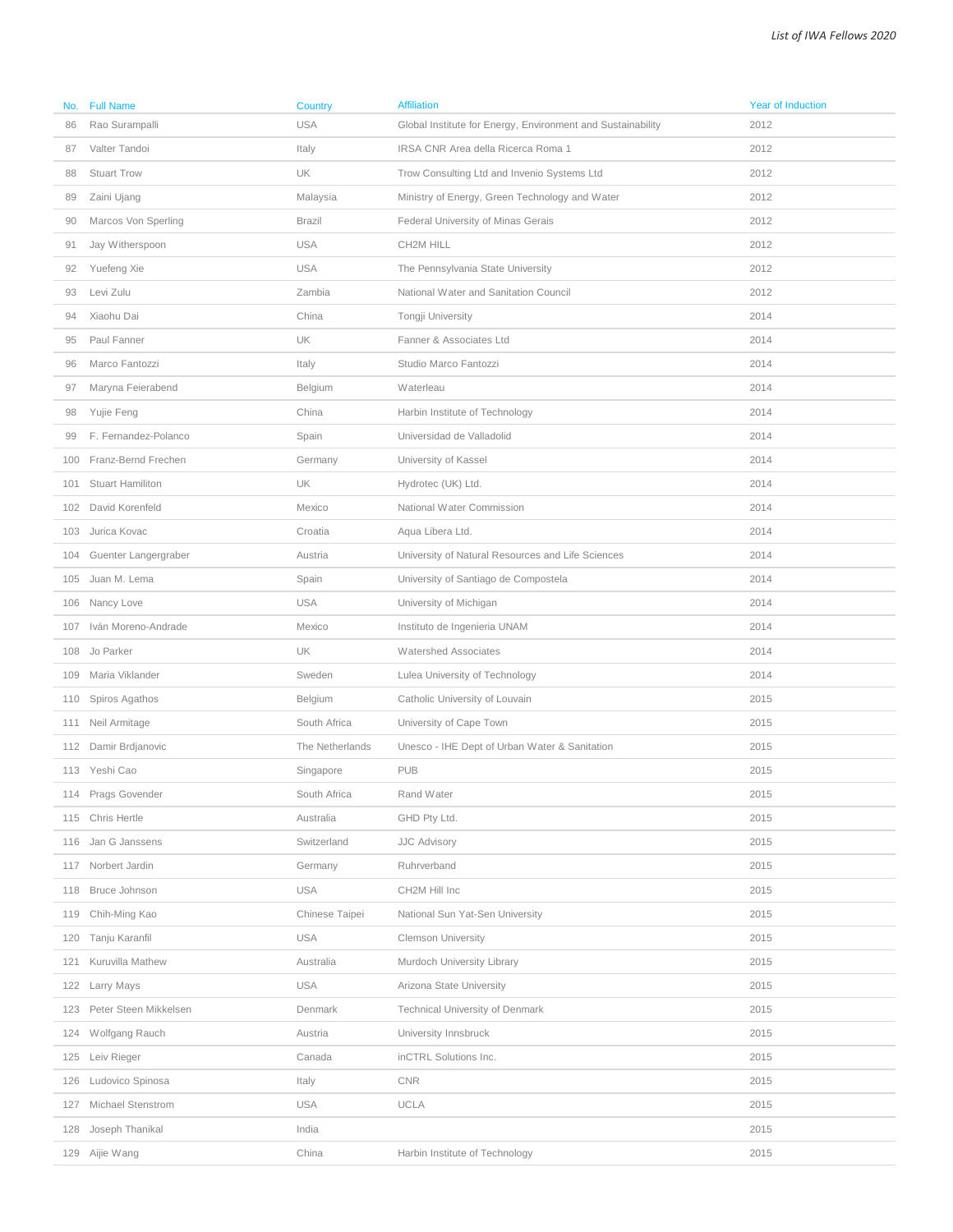| No. | Full Name | Country | Affiliation | Year of Induction |
|---|---|---|---|---|
| 86 | Rao Surampalli | USA | Global Institute for Energy, Environment and Sustainability | 2012 |
| 87 | Valter Tandoi | Italy | IRSA CNR Area della Ricerca Roma 1 | 2012 |
| 88 | Stuart Trow | UK | Trow Consulting Ltd and Invenio Systems Ltd | 2012 |
| 89 | Zaini Ujang | Malaysia | Ministry of Energy, Green Technology and Water | 2012 |
| 90 | Marcos Von Sperling | Brazil | Federal University of Minas Gerais | 2012 |
| 91 | Jay Witherspoon | USA | CH2M HILL | 2012 |
| 92 | Yuefeng Xie | USA | The Pennsylvania State University | 2012 |
| 93 | Levi Zulu | Zambia | National Water and Sanitation Council | 2012 |
| 94 | Xiaohu Dai | China | Tongji University | 2014 |
| 95 | Paul Fanner | UK | Fanner & Associates Ltd | 2014 |
| 96 | Marco Fantozzi | Italy | Studio Marco Fantozzi | 2014 |
| 97 | Maryna Feierabend | Belgium | Waterleau | 2014 |
| 98 | Yujie Feng | China | Harbin Institute of Technology | 2014 |
| 99 | F. Fernandez-Polanco | Spain | Universidad de Valladolid | 2014 |
| 100 | Franz-Bernd Frechen | Germany | University of Kassel | 2014 |
| 101 | Stuart Hamilton | UK | Hydrotec (UK) Ltd. | 2014 |
| 102 | David Korenfeld | Mexico | National Water Commission | 2014 |
| 103 | Jurica Kovac | Croatia | Aqua Libera Ltd. | 2014 |
| 104 | Guenter Langergraber | Austria | University of Natural Resources and Life Sciences | 2014 |
| 105 | Juan M. Lema | Spain | University of Santiago de Compostela | 2014 |
| 106 | Nancy Love | USA | University of Michigan | 2014 |
| 107 | Iván Moreno-Andrade | Mexico | Instituto de Ingenieria UNAM | 2014 |
| 108 | Jo Parker | UK | Watershed Associates | 2014 |
| 109 | Maria Viklander | Sweden | Lulea University of Technology | 2014 |
| 110 | Spiros Agathos | Belgium | Catholic University of Louvain | 2015 |
| 111 | Neil Armitage | South Africa | University of Cape Town | 2015 |
| 112 | Damir Brdjanovic | The Netherlands | Unesco - IHE Dept of Urban Water & Sanitation | 2015 |
| 113 | Yeshi Cao | Singapore | PUB | 2015 |
| 114 | Prags Govender | South Africa | Rand Water | 2015 |
| 115 | Chris Hertle | Australia | GHD Pty Ltd. | 2015 |
| 116 | Jan G Janssens | Switzerland | JJC Advisory | 2015 |
| 117 | Norbert Jardin | Germany | Ruhrverband | 2015 |
| 118 | Bruce Johnson | USA | CH2M Hill Inc | 2015 |
| 119 | Chih-Ming Kao | Chinese Taipei | National Sun Yat-Sen University | 2015 |
| 120 | Tanju Karanfil | USA | Clemson University | 2015 |
| 121 | Kuruvilla Mathew | Australia | Murdoch University Library | 2015 |
| 122 | Larry Mays | USA | Arizona State University | 2015 |
| 123 | Peter Steen Mikkelsen | Denmark | Technical University of Denmark | 2015 |
| 124 | Wolfgang Rauch | Austria | University Innsbruck | 2015 |
| 125 | Leiv Rieger | Canada | inCTRL Solutions Inc. | 2015 |
| 126 | Ludovico Spinosa | Italy | CNR | 2015 |
| 127 | Michael Stenstrom | USA | UCLA | 2015 |
| 128 | Joseph Thanikal | India | | 2015 |
| 129 | Aijie Wang | China | Harbin Institute of Technology | 2015 |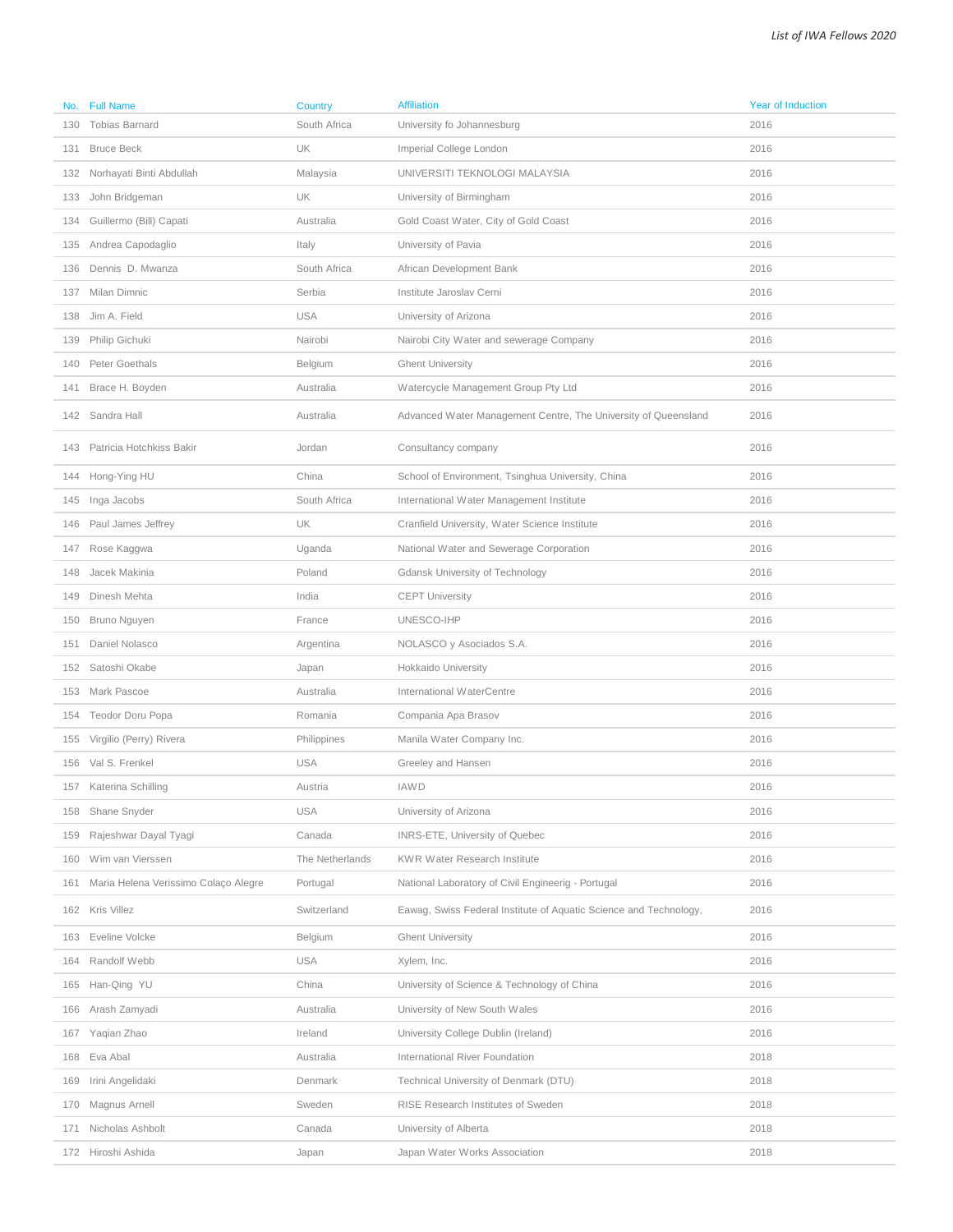| No. | Full Name | Country | Affiliation | Year of Induction |
|---|---|---|---|---|
| 130 | Tobias Barnard | South Africa | University fo Johannesburg | 2016 |
| 131 | Bruce Beck | UK | Imperial College London | 2016 |
| 132 | Norhayati Binti Abdullah | Malaysia | UNIVERSITI TEKNOLOGI MALAYSIA | 2016 |
| 133 | John Bridgeman | UK | University of Birmingham | 2016 |
| 134 | Guillermo (Bill) Capati | Australia | Gold Coast Water, City of Gold Coast | 2016 |
| 135 | Andrea Capodaglio | Italy | University of Pavia | 2016 |
| 136 | Dennis D. Mwanza | South Africa | African Development Bank | 2016 |
| 137 | Milan Dimnic | Serbia | Institute Jaroslav Cerni | 2016 |
| 138 | Jim A. Field | USA | University of Arizona | 2016 |
| 139 | Philip Gichuki | Nairobi | Nairobi City Water and sewerage Company | 2016 |
| 140 | Peter Goethals | Belgium | Ghent University | 2016 |
| 141 | Brace H. Boyden | Australia | Watercycle Management Group Pty Ltd | 2016 |
| 142 | Sandra Hall | Australia | Advanced Water Management Centre, The University of Queensland | 2016 |
| 143 | Patricia Hotchkiss Bakir | Jordan | Consultancy company | 2016 |
| 144 | Hong-Ying HU | China | School of Environment, Tsinghua University, China | 2016 |
| 145 | Inga Jacobs | South Africa | International Water Management Institute | 2016 |
| 146 | Paul James Jeffrey | UK | Cranfield University, Water Science Institute | 2016 |
| 147 | Rose Kaggwa | Uganda | National Water and Sewerage Corporation | 2016 |
| 148 | Jacek Makinia | Poland | Gdansk University of Technology | 2016 |
| 149 | Dinesh Mehta | India | CEPT University | 2016 |
| 150 | Bruno Nguyen | France | UNESCO-IHP | 2016 |
| 151 | Daniel Nolasco | Argentina | NOLASCO y Asociados S.A. | 2016 |
| 152 | Satoshi Okabe | Japan | Hokkaido University | 2016 |
| 153 | Mark Pascoe | Australia | International WaterCentre | 2016 |
| 154 | Teodor Doru Popa | Romania | Compania Apa Brasov | 2016 |
| 155 | Virgilio (Perry) Rivera | Philippines | Manila Water Company Inc. | 2016 |
| 156 | Val S. Frenkel | USA | Greeley and Hansen | 2016 |
| 157 | Katerina Schilling | Austria | IAWD | 2016 |
| 158 | Shane Snyder | USA | University of Arizona | 2016 |
| 159 | Rajeshwar Dayal Tyagi | Canada | INRS-ETE, University of Quebec | 2016 |
| 160 | Wim van Vierssen | The Netherlands | KWR Water Research Institute | 2016 |
| 161 | Maria Helena Verissimo Colaço Alegre | Portugal | National Laboratory of Civil Engineerig - Portugal | 2016 |
| 162 | Kris Villez | Switzerland | Eawag, Swiss Federal Institute of Aquatic Science and Technology, | 2016 |
| 163 | Eveline Volcke | Belgium | Ghent University | 2016 |
| 164 | Randolf Webb | USA | Xylem, Inc. | 2016 |
| 165 | Han-Qing YU | China | University of Science & Technology of China | 2016 |
| 166 | Arash Zamyadi | Australia | University of New South Wales | 2016 |
| 167 | Yaqian Zhao | Ireland | University College Dublin (Ireland) | 2016 |
| 168 | Eva Abal | Australia | International River Foundation | 2018 |
| 169 | Irini Angelidaki | Denmark | Technical University of Denmark (DTU) | 2018 |
| 170 | Magnus Arnell | Sweden | RISE Research Institutes of Sweden | 2018 |
| 171 | Nicholas Ashbolt | Canada | University of Alberta | 2018 |
| 172 | Hiroshi Ashida | Japan | Japan Water Works Association | 2018 |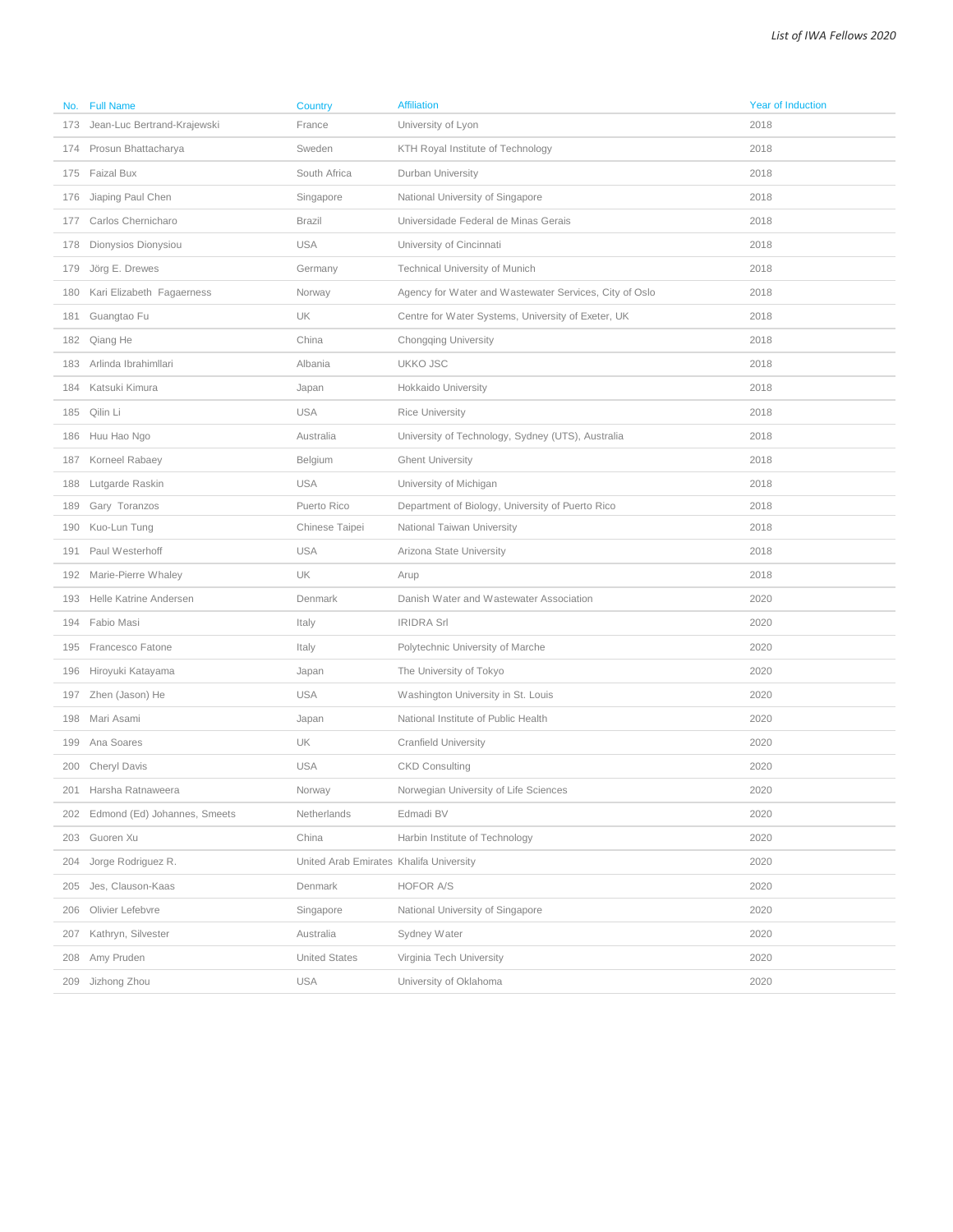| No. | Full Name | Country | Affiliation | Year of Induction |
|---|---|---|---|---|
| 173 | Jean-Luc Bertrand-Krajewski | France | University of Lyon | 2018 |
| 174 | Prosun Bhattacharya | Sweden | KTH Royal Institute of Technology | 2018 |
| 175 | Faizal Bux | South Africa | Durban University | 2018 |
| 176 | Jiaping Paul Chen | Singapore | National University of Singapore | 2018 |
| 177 | Carlos Chernicharo | Brazil | Universidade Federal de Minas Gerais | 2018 |
| 178 | Dionysios Dionysiou | USA | University of Cincinnati | 2018 |
| 179 | Jörg E. Drewes | Germany | Technical University of Munich | 2018 |
| 180 | Kari Elizabeth Fagaerness | Norway | Agency for Water and Wastewater Services, City of Oslo | 2018 |
| 181 | Guangtao Fu | UK | Centre for Water Systems, University of Exeter, UK | 2018 |
| 182 | Qiang He | China | Chongqing University | 2018 |
| 183 | Arlinda Ibrahimllari | Albania | UKKO JSC | 2018 |
| 184 | Katsuki Kimura | Japan | Hokkaido University | 2018 |
| 185 | Qilin Li | USA | Rice University | 2018 |
| 186 | Huu Hao Ngo | Australia | University of Technology, Sydney (UTS), Australia | 2018 |
| 187 | Korneel Rabaey | Belgium | Ghent University | 2018 |
| 188 | Lutgarde Raskin | USA | University of Michigan | 2018 |
| 189 | Gary Toranzos | Puerto Rico | Department of Biology, University of Puerto Rico | 2018 |
| 190 | Kuo-Lun Tung | Chinese Taipei | National Taiwan University | 2018 |
| 191 | Paul Westerhoff | USA | Arizona State University | 2018 |
| 192 | Marie-Pierre Whaley | UK | Arup | 2018 |
| 193 | Helle Katrine Andersen | Denmark | Danish Water and Wastewater Association | 2020 |
| 194 | Fabio Masi | Italy | IRIDRA Srl | 2020 |
| 195 | Francesco Fatone | Italy | Polytechnic University of Marche | 2020 |
| 196 | Hiroyuki Katayama | Japan | The University of Tokyo | 2020 |
| 197 | Zhen (Jason) He | USA | Washington University in St. Louis | 2020 |
| 198 | Mari Asami | Japan | National Institute of Public Health | 2020 |
| 199 | Ana Soares | UK | Cranfield University | 2020 |
| 200 | Cheryl Davis | USA | CKD Consulting | 2020 |
| 201 | Harsha Ratnaweera | Norway | Norwegian University of Life Sciences | 2020 |
| 202 | Edmond (Ed) Johannes, Smeets | Netherlands | Edmadi BV | 2020 |
| 203 | Guoren Xu | China | Harbin Institute of Technology | 2020 |
| 204 | Jorge Rodriguez R. | United Arab Emirates | Khalifa University | 2020 |
| 205 | Jes, Clauson-Kaas | Denmark | HOFOR A/S | 2020 |
| 206 | Olivier Lefebvre | Singapore | National University of Singapore | 2020 |
| 207 | Kathryn, Silvester | Australia | Sydney Water | 2020 |
| 208 | Amy Pruden | United States | Virginia Tech University | 2020 |
| 209 | Jizhong Zhou | USA | University of Oklahoma | 2020 |